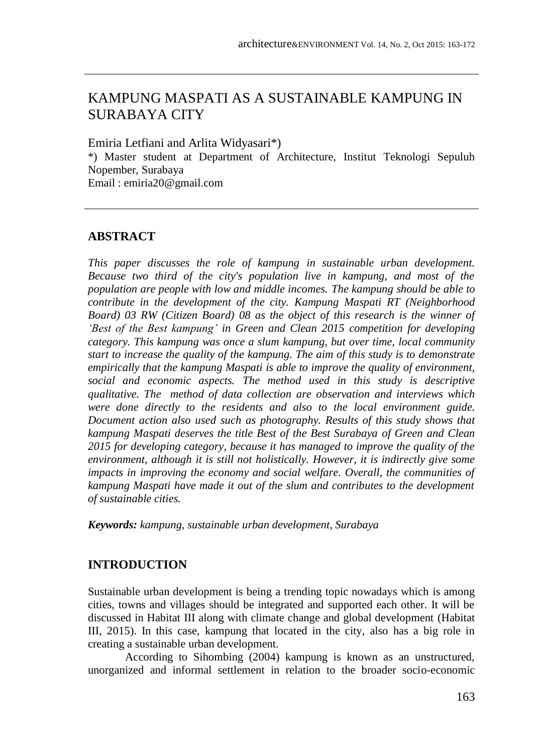# KAMPUNG MASPATI AS A SUSTAINABLE KAMPUNG IN SURABAYA CITY

Emiria Letfiani and Arlita Widyasari*)

*) Master student at Department of Architecture, Institut Teknologi Sepuluh Nopember, Surabaya

Email : emiria20@gmail.com

## ABSTRACT

*This paper discusses the role of kampung in sustainable urban development. Because two third of the city's population live in kampung, and most of the population are people with low and middle incomes. The kampung should be able to contribute in the development of the city. Kampung Maspati RT (Neighborhood Board) 03 RW (Citizen Board) 08 as the object of this research is the winner of 'Best of the Best kampung' in Green and Clean 2015 competition for developing category. This kampung was once a slum kampung, but over time, local community start to increase the quality of the kampung. The aim of this study is to demonstrate empirically that the kampung Maspati is able to improve the quality of environment, social and economic aspects. The method used in this study is descriptive qualitative. The method of data collection are observation and interviews which were done directly to the residents and also to the local environment guide. Document action also used such as photography. Results of this study shows that kampung Maspati deserves the title Best of the Best Surabaya of Green and Clean 2015 for developing category, because it has managed to improve the quality of the environment, although it is still not holistically. However, it is indirectly give some impacts in improving the economy and social welfare. Overall, the communities of kampung Maspati have made it out of the slum and contributes to the development of sustainable cities.*

***Keywords:** kampung, sustainable urban development, Surabaya*

## INTRODUCTION

Sustainable urban development is being a trending topic nowadays which is among cities, towns and villages should be integrated and supported each other. It will be discussed in Habitat III along with climate change and global development (Habitat III, 2015). In this case, kampung that located in the city, also has a big role in creating a sustainable urban development.

According to Sihombing (2004) kampung is known as an unstructured, unorganized and informal settlement in relation to the broader socio-economic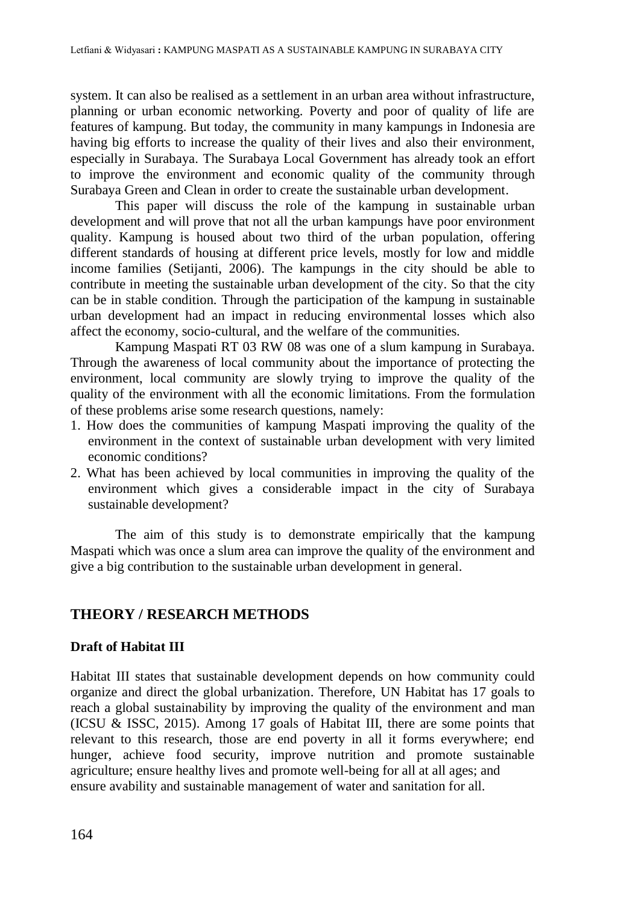system. It can also be realised as a settlement in an urban area without infrastructure, planning or urban economic networking. Poverty and poor of quality of life are features of kampung. But today, the community in many kampungs in Indonesia are having big efforts to increase the quality of their lives and also their environment, especially in Surabaya. The Surabaya Local Government has already took an effort to improve the environment and economic quality of the community through Surabaya Green and Clean in order to create the sustainable urban development.

This paper will discuss the role of the kampung in sustainable urban development and will prove that not all the urban kampungs have poor environment quality. Kampung is housed about two third of the urban population, offering different standards of housing at different price levels, mostly for low and middle income families (Setijanti, 2006). The kampungs in the city should be able to contribute in meeting the sustainable urban development of the city. So that the city can be in stable condition. Through the participation of the kampung in sustainable urban development had an impact in reducing environmental losses which also affect the economy, socio-cultural, and the welfare of the communities.

Kampung Maspati RT 03 RW 08 was one of a slum kampung in Surabaya. Through the awareness of local community about the importance of protecting the environment, local community are slowly trying to improve the quality of the quality of the environment with all the economic limitations. From the formulation of these problems arise some research questions, namely:

1. How does the communities of kampung Maspati improving the quality of the environment in the context of sustainable urban development with very limited economic conditions?
2. What has been achieved by local communities in improving the quality of the environment which gives a considerable impact in the city of Surabaya sustainable development?

The aim of this study is to demonstrate empirically that the kampung Maspati which was once a slum area can improve the quality of the environment and give a big contribution to the sustainable urban development in general.

## THEORY / RESEARCH METHODS

### Draft of Habitat III

Habitat III states that sustainable development depends on how community could organize and direct the global urbanization. Therefore, UN Habitat has 17 goals to reach a global sustainability by improving the quality of the environment and man (ICSU & ISSC, 2015). Among 17 goals of Habitat III, there are some points that relevant to this research, those are end poverty in all it forms everywhere; end hunger, achieve food security, improve nutrition and promote sustainable agriculture; ensure healthy lives and promote well-being for all at all ages; and ensure avability and sustainable management of water and sanitation for all.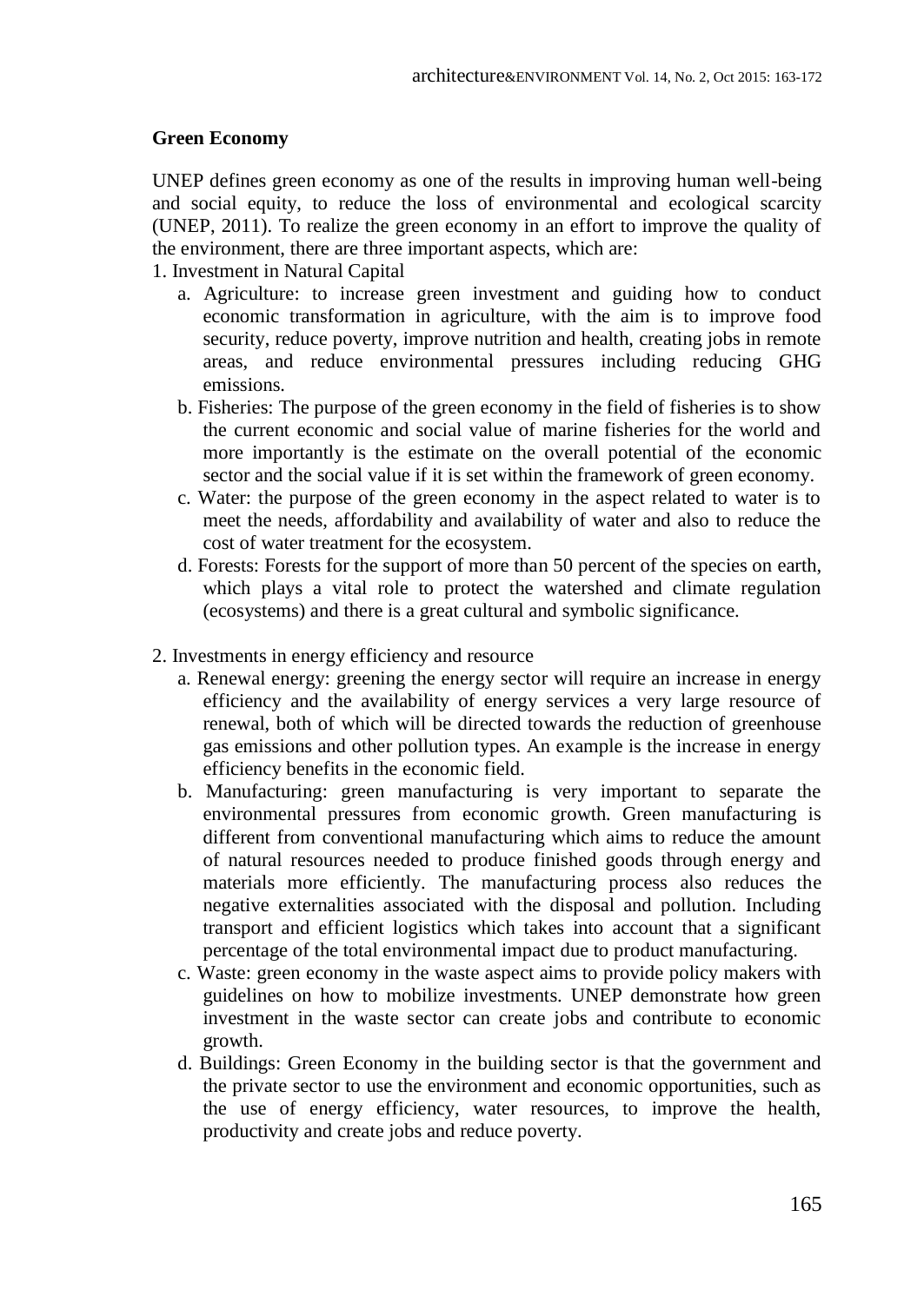## Green Economy

UNEP defines green economy as one of the results in improving human well-being and social equity, to reduce the loss of environmental and ecological scarcity (UNEP, 2011). To realize the green economy in an effort to improve the quality of the environment, there are three important aspects, which are:

1. Investment in Natural Capital
   a. Agriculture: to increase green investment and guiding how to conduct economic transformation in agriculture, with the aim is to improve food security, reduce poverty, improve nutrition and health, creating jobs in remote areas, and reduce environmental pressures including reducing GHG emissions.
   b. Fisheries: The purpose of the green economy in the field of fisheries is to show the current economic and social value of marine fisheries for the world and more importantly is the estimate on the overall potential of the economic sector and the social value if it is set within the framework of green economy.
   c. Water: the purpose of the green economy in the aspect related to water is to meet the needs, affordability and availability of water and also to reduce the cost of water treatment for the ecosystem.
   d. Forests: Forests for the support of more than 50 percent of the species on earth, which plays a vital role to protect the watershed and climate regulation (ecosystems) and there is a great cultural and symbolic significance.

2. Investments in energy efficiency and resource
   a. Renewal energy: greening the energy sector will require an increase in energy efficiency and the availability of energy services a very large resource of renewal, both of which will be directed towards the reduction of greenhouse gas emissions and other pollution types. An example is the increase in energy efficiency benefits in the economic field.
   b. Manufacturing: green manufacturing is very important to separate the environmental pressures from economic growth. Green manufacturing is different from conventional manufacturing which aims to reduce the amount of natural resources needed to produce finished goods through energy and materials more efficiently. The manufacturing process also reduces the negative externalities associated with the disposal and pollution. Including transport and efficient logistics which takes into account that a significant percentage of the total environmental impact due to product manufacturing.
   c. Waste: green economy in the waste aspect aims to provide policy makers with guidelines on how to mobilize investments. UNEP demonstrate how green investment in the waste sector can create jobs and contribute to economic growth.
   d. Buildings: Green Economy in the building sector is that the government and the private sector to use the environment and economic opportunities, such as the use of energy efficiency, water resources, to improve the health, productivity and create jobs and reduce poverty.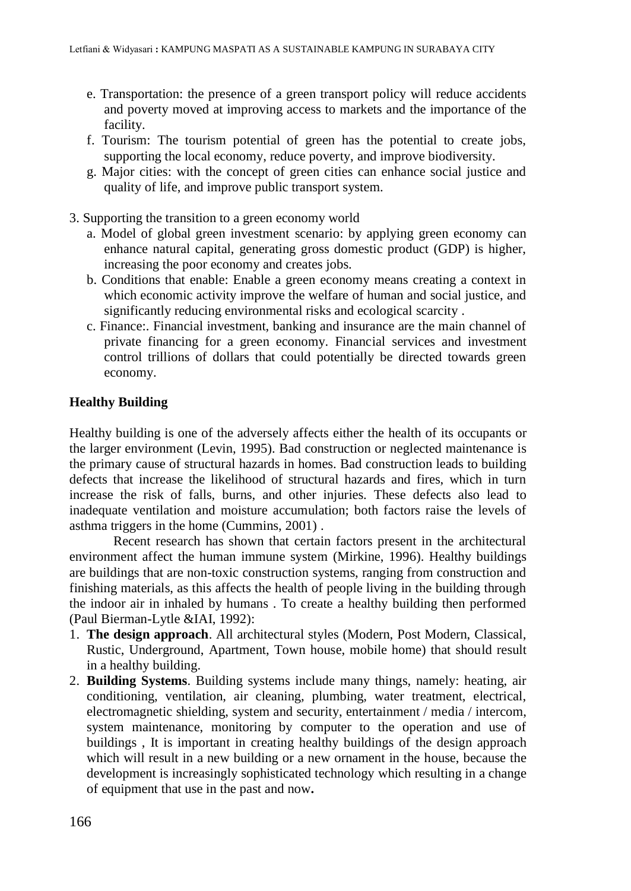e. Transportation: the presence of a green transport policy will reduce accidents and poverty moved at improving access to markets and the importance of the facility.
f. Tourism: The tourism potential of green has the potential to create jobs, supporting the local economy, reduce poverty, and improve biodiversity.
g. Major cities: with the concept of green cities can enhance social justice and quality of life, and improve public transport system.

3. Supporting the transition to a green economy world
   a. Model of global green investment scenario: by applying green economy can enhance natural capital, generating gross domestic product (GDP) is higher, increasing the poor economy and creates jobs.
   b. Conditions that enable: Enable a green economy means creating a context in which economic activity improve the welfare of human and social justice, and significantly reducing environmental risks and ecological scarcity .
   c. Finance:. Financial investment, banking and insurance are the main channel of private financing for a green economy. Financial services and investment control trillions of dollars that could potentially be directed towards green economy.

**Healthy Building**

Healthy building is one of the adversely affects either the health of its occupants or the larger environment (Levin, 1995). Bad construction or neglected maintenance is the primary cause of structural hazards in homes. Bad construction leads to building defects that increase the likelihood of structural hazards and fires, which in turn increase the risk of falls, burns, and other injuries. These defects also lead to inadequate ventilation and moisture accumulation; both factors raise the levels of asthma triggers in the home (Cummins, 2001) .

Recent research has shown that certain factors present in the architectural environment affect the human immune system (Mirkine, 1996). Healthy buildings are buildings that are non-toxic construction systems, ranging from construction and finishing materials, as this affects the health of people living in the building through the indoor air in inhaled by humans . To create a healthy building then performed (Paul Bierman-Lytle &IAI, 1992):

1. **The design approach**. All architectural styles (Modern, Post Modern, Classical, Rustic, Underground, Apartment, Town house, mobile home) that should result in a healthy building.
2. **Building Systems**. Building systems include many things, namely: heating, air conditioning, ventilation, air cleaning, plumbing, water treatment, electrical, electromagnetic shielding, system and security, entertainment / media / intercom, system maintenance, monitoring by computer to the operation and use of buildings , It is important in creating healthy buildings of the design approach which will result in a new building or a new ornament in the house, because the development is increasingly sophisticated technology which resulting in a change of equipment that use in the past and now**.**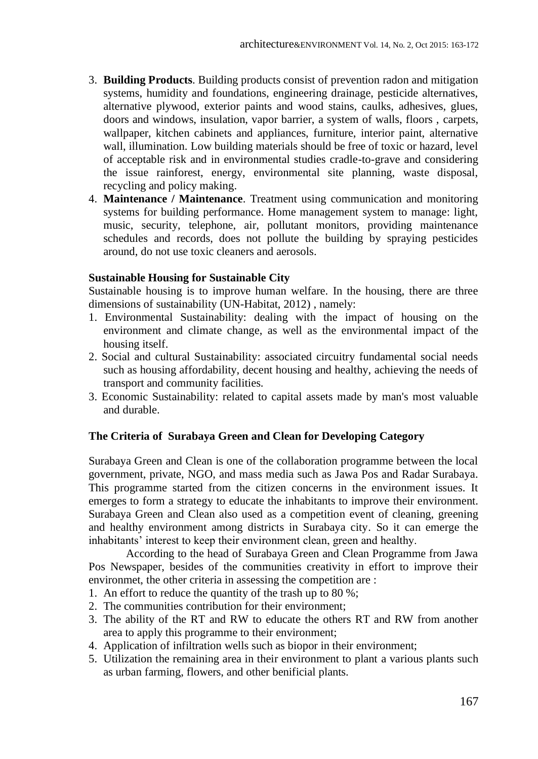3. **Building Products**. Building products consist of prevention radon and mitigation systems, humidity and foundations, engineering drainage, pesticide alternatives, alternative plywood, exterior paints and wood stains, caulks, adhesives, glues, doors and windows, insulation, vapor barrier, a system of walls, floors , carpets, wallpaper, kitchen cabinets and appliances, furniture, interior paint, alternative wall, illumination. Low building materials should be free of toxic or hazard, level of acceptable risk and in environmental studies cradle-to-grave and considering the issue rainforest, energy, environmental site planning, waste disposal, recycling and policy making.
4. **Maintenance / Maintenance**. Treatment using communication and monitoring systems for building performance. Home management system to manage: light, music, security, telephone, air, pollutant monitors, providing maintenance schedules and records, does not pollute the building by spraying pesticides around, do not use toxic cleaners and aerosols.

**Sustainable Housing for Sustainable City**

Sustainable housing is to improve human welfare. In the housing, there are three dimensions of sustainability (UN-Habitat, 2012) , namely:

1. Environmental Sustainability: dealing with the impact of housing on the environment and climate change, as well as the environmental impact of the housing itself.
2. Social and cultural Sustainability: associated circuitry fundamental social needs such as housing affordability, decent housing and healthy, achieving the needs of transport and community facilities.
3. Economic Sustainability: related to capital assets made by man's most valuable and durable.

**The Criteria of Surabaya Green and Clean for Developing Category**

Surabaya Green and Clean is one of the collaboration programme between the local government, private, NGO, and mass media such as Jawa Pos and Radar Surabaya. This programme started from the citizen concerns in the environment issues. It emerges to form a strategy to educate the inhabitants to improve their environment. Surabaya Green and Clean also used as a competition event of cleaning, greening and healthy environment among districts in Surabaya city. So it can emerge the inhabitants' interest to keep their environment clean, green and healthy.

According to the head of Surabaya Green and Clean Programme from Jawa Pos Newspaper, besides of the communities creativity in effort to improve their environmet, the other criteria in assessing the competition are :

1. An effort to reduce the quantity of the trash up to 80 %;
2. The communities contribution for their environment;
3. The ability of the RT and RW to educate the others RT and RW from another area to apply this programme to their environment;
4. Application of infiltration wells such as biopor in their environment;
5. Utilization the remaining area in their environment to plant a various plants such as urban farming, flowers, and other benificial plants.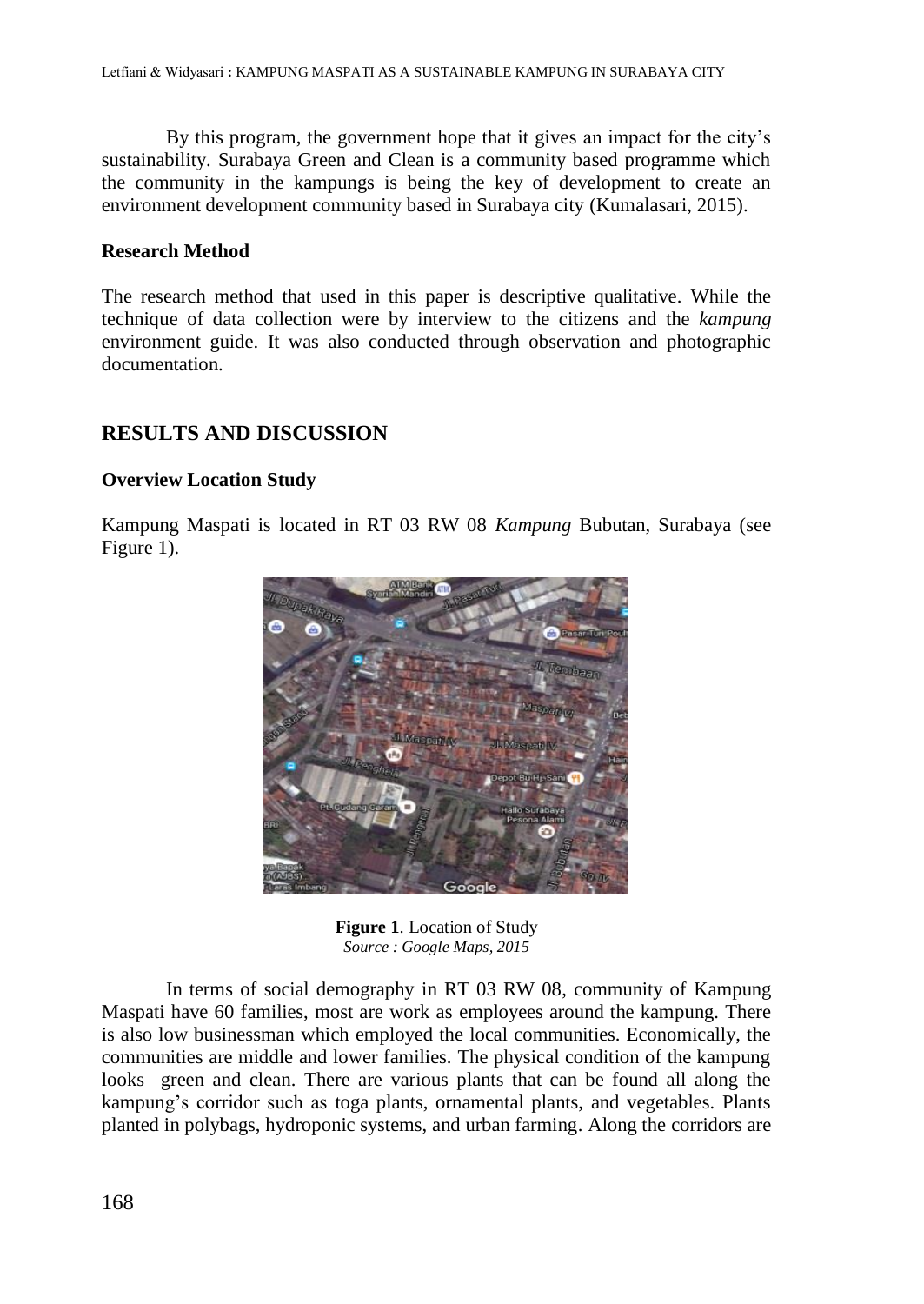By this program, the government hope that it gives an impact for the city's sustainability. Surabaya Green and Clean is a community based programme which the community in the kampungs is being the key of development to create an environment development community based in Surabaya city (Kumalasari, 2015).

### Research Method

The research method that used in this paper is descriptive qualitative. While the technique of data collection were by interview to the citizens and the *kampung* environment guide. It was also conducted through observation and photographic documentation.

## RESULTS AND DISCUSSION

### Overview Location Study

Kampung Maspati is located in RT 03 RW 08 *Kampung* Bubutan, Surabaya (see Figure 1).

**Figure 1**. Location of Study
*Source : Google Maps, 2015*

In terms of social demography in RT 03 RW 08, community of Kampung Maspati have 60 families, most are work as employees around the kampung. There is also low businessman which employed the local communities. Economically, the communities are middle and lower families. The physical condition of the kampung looks green and clean. There are various plants that can be found all along the kampung's corridor such as toga plants, ornamental plants, and vegetables. Plants planted in polybags, hydroponic systems, and urban farming. Along the corridors are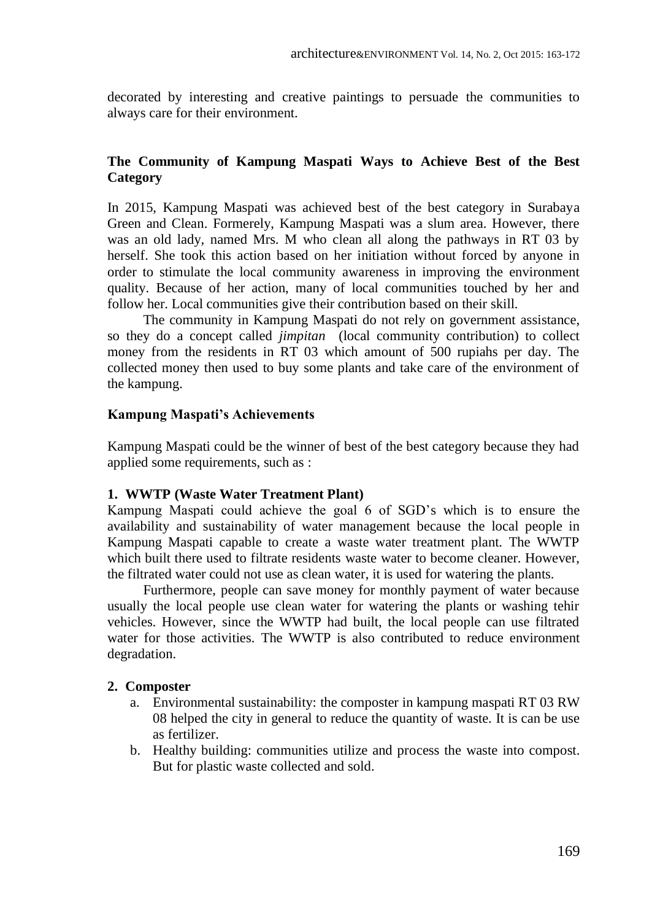decorated by interesting and creative paintings to persuade the communities to always care for their environment.

### The Community of Kampung Maspati Ways to Achieve Best of the Best Category

In 2015, Kampung Maspati was achieved best of the best category in Surabaya Green and Clean. Formerely, Kampung Maspati was a slum area. However, there was an old lady, named Mrs. M who clean all along the pathways in RT 03 by herself. She took this action based on her initiation without forced by anyone in order to stimulate the local community awareness in improving the environment quality. Because of her action, many of local communities touched by her and follow her. Local communities give their contribution based on their skill.

The community in Kampung Maspati do not rely on government assistance, so they do a concept called *jimpitan* (local community contribution) to collect money from the residents in RT 03 which amount of 500 rupiahs per day. The collected money then used to buy some plants and take care of the environment of the kampung.

### Kampung Maspati's Achievements

Kampung Maspati could be the winner of best of the best category because they had applied some requirements, such as :

**1. WWTP (Waste Water Treatment Plant)**

Kampung Maspati could achieve the goal 6 of SGD's which is to ensure the availability and sustainability of water management because the local people in Kampung Maspati capable to create a waste water treatment plant. The WWTP which built there used to filtrate residents waste water to become cleaner. However, the filtrated water could not use as clean water, it is used for watering the plants.

Furthermore, people can save money for monthly payment of water because usually the local people use clean water for watering the plants or washing tehir vehicles. However, since the WWTP had built, the local people can use filtrated water for those activities. The WWTP is also contributed to reduce environment degradation.

**2. Composter**

a. Environmental sustainability: the composter in kampung maspati RT 03 RW 08 helped the city in general to reduce the quantity of waste. It is can be use as fertilizer.

b. Healthy building: communities utilize and process the waste into compost. But for plastic waste collected and sold.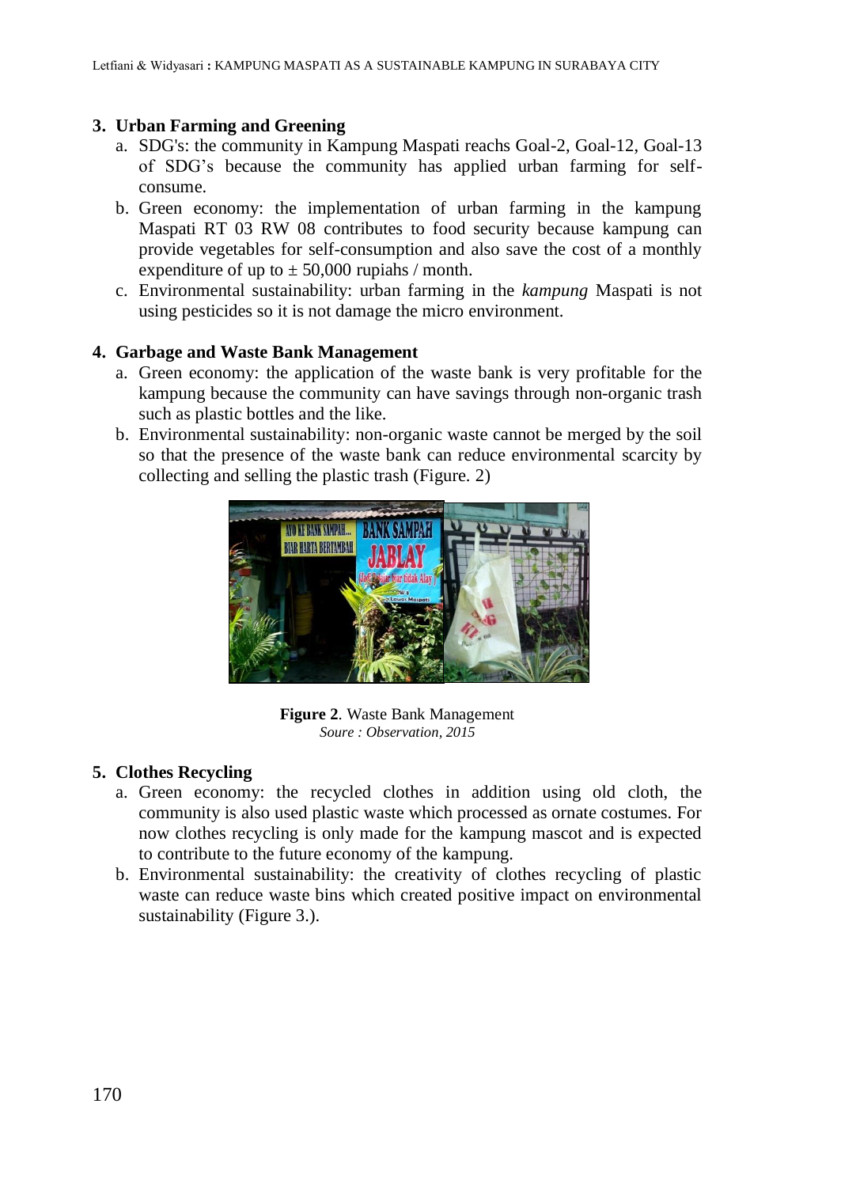**3. Urban Farming and Greening**

a. SDG's: the community in Kampung Maspati reachs Goal-2, Goal-12, Goal-13 of SDG's because the community has applied urban farming for self-consume.

b. Green economy: the implementation of urban farming in the kampung Maspati RT 03 RW 08 contributes to food security because kampung can provide vegetables for self-consumption and also save the cost of a monthly expenditure of up to ± 50,000 rupiahs / month.

c. Environmental sustainability: urban farming in the *kampung* Maspati is not using pesticides so it is not damage the micro environment.

**4. Garbage and Waste Bank Management**

a. Green economy: the application of the waste bank is very profitable for the kampung because the community can have savings through non-organic trash such as plastic bottles and the like.

b. Environmental sustainability: non-organic waste cannot be merged by the soil so that the presence of the waste bank can reduce environmental scarcity by collecting and selling the plastic trash (Figure. 2)

**Figure 2**. Waste Bank Management
*Soure : Observation, 2015*

**5. Clothes Recycling**

a. Green economy: the recycled clothes in addition using old cloth, the community is also used plastic waste which processed as ornate costumes. For now clothes recycling is only made for the kampung mascot and is expected to contribute to the future economy of the kampung.

b. Environmental sustainability: the creativity of clothes recycling of plastic waste can reduce waste bins which created positive impact on environmental sustainability (Figure 3.).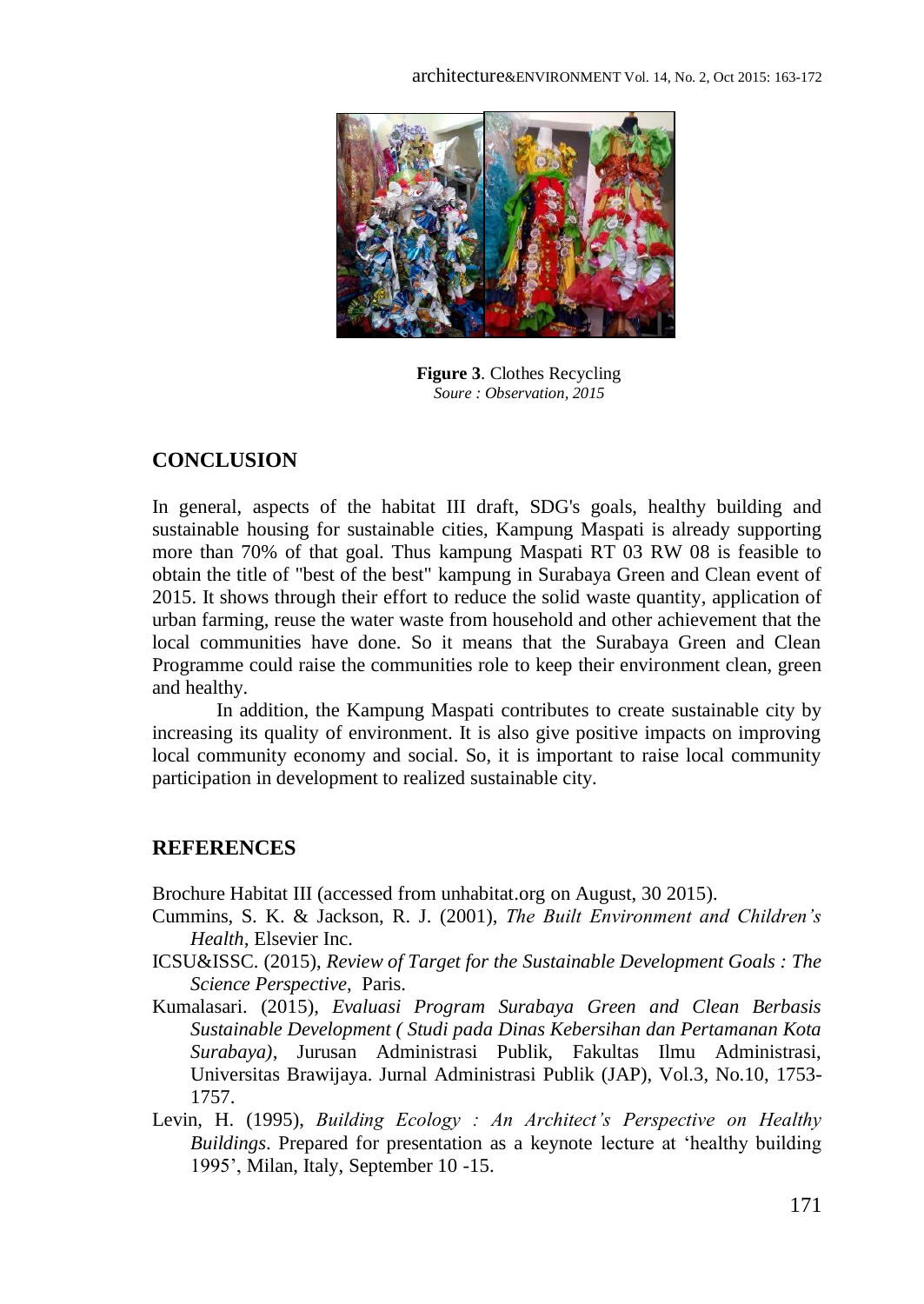**Figure 3**. Clothes Recycling
*Soure : Observation, 2015*

## CONCLUSION

In general, aspects of the habitat III draft, SDG's goals, healthy building and sustainable housing for sustainable cities, Kampung Maspati is already supporting more than 70% of that goal. Thus kampung Maspati RT 03 RW 08 is feasible to obtain the title of "best of the best" kampung in Surabaya Green and Clean event of 2015. It shows through their effort to reduce the solid waste quantity, application of urban farming, reuse the water waste from household and other achievement that the local communities have done. So it means that the Surabaya Green and Clean Programme could raise the communities role to keep their environment clean, green and healthy.

In addition, the Kampung Maspati contributes to create sustainable city by increasing its quality of environment. It is also give positive impacts on improving local community economy and social. So, it is important to raise local community participation in development to realized sustainable city.

## REFERENCES

Brochure Habitat III (accessed from unhabitat.org on August, 30 2015).

Cummins, S. K. & Jackson, R. J. (2001), *The Built Environment and Children's Health*, Elsevier Inc.

ICSU&ISSC. (2015), *Review of Target for the Sustainable Development Goals : The Science Perspective*, Paris.

Kumalasari. (2015), *Evaluasi Program Surabaya Green and Clean Berbasis Sustainable Development ( Studi pada Dinas Kebersihan dan Pertamanan Kota Surabaya)*, Jurusan Administrasi Publik, Fakultas Ilmu Administrasi, Universitas Brawijaya. Jurnal Administrasi Publik (JAP), Vol.3, No.10, 1753-1757.

Levin, H. (1995), *Building Ecology : An Architect's Perspective on Healthy Buildings*. Prepared for presentation as a keynote lecture at 'healthy building 1995', Milan, Italy, September 10 -15.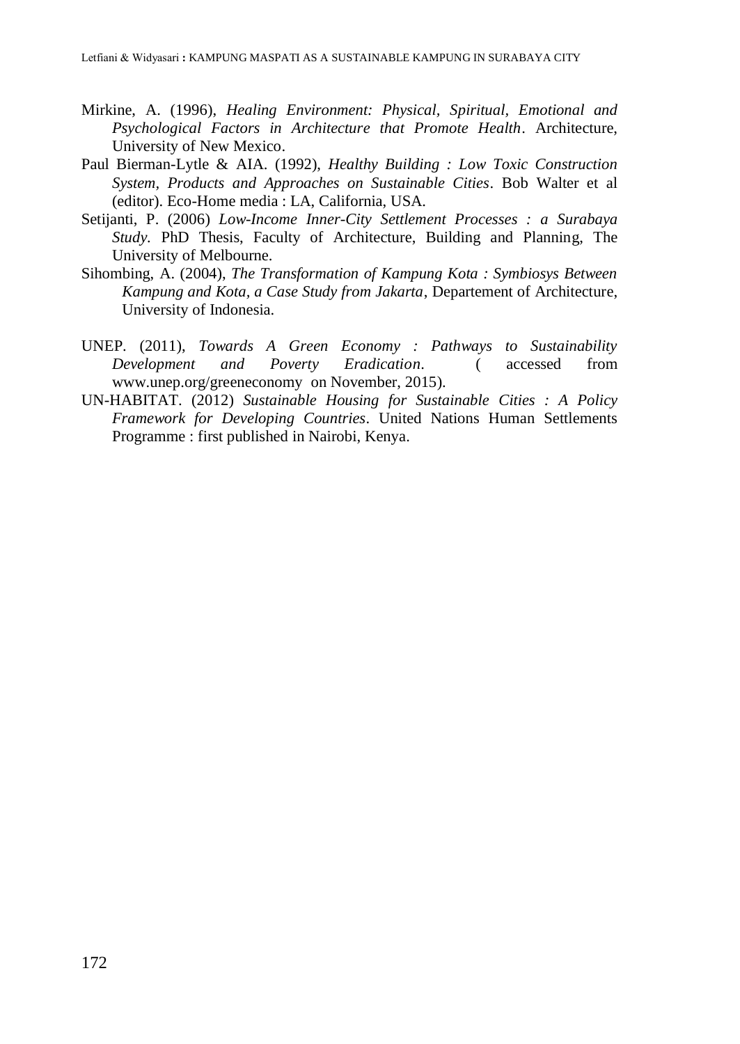Mirkine, A. (1996), *Healing Environment: Physical, Spiritual, Emotional and Psychological Factors in Architecture that Promote Health*. Architecture, University of New Mexico.

Paul Bierman-Lytle & AIA. (1992), *Healthy Building : Low Toxic Construction System, Products and Approaches on Sustainable Cities*. Bob Walter et al (editor). Eco-Home media : LA, California, USA.

Setijanti, P. (2006) *Low-Income Inner-City Settlement Processes : a Surabaya Study*. PhD Thesis, Faculty of Architecture, Building and Planning, The University of Melbourne.

Sihombing, A. (2004), *The Transformation of Kampung Kota : Symbiosys Between Kampung and Kota, a Case Study from Jakarta*, Departement of Architecture, University of Indonesia.

UNEP. (2011), *Towards A Green Economy : Pathways to Sustainability Development and Poverty Eradication*. ( accessed from www.unep.org/greeneconomy on November, 2015).

UN-HABITAT. (2012) *Sustainable Housing for Sustainable Cities : A Policy Framework for Developing Countries*. United Nations Human Settlements Programme : first published in Nairobi, Kenya.